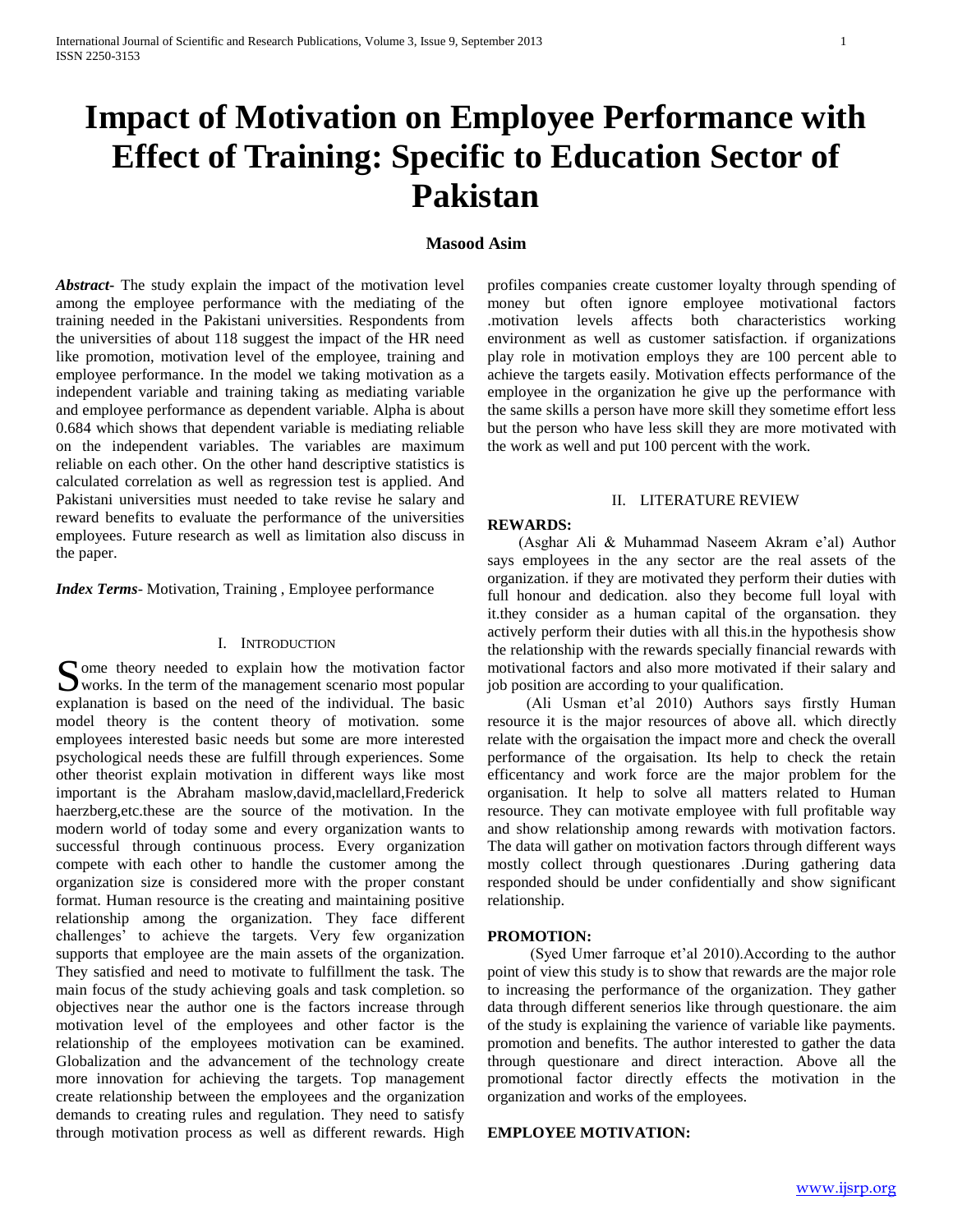# Impact of Motivation on Employee Performance with Effect of Training: Specific to Education Sector of Pakistan

**Masood Asim**

***Abstract-*** The study explain the impact of the motivation level among the employee performance with the mediating of the training needed in the Pakistani universities. Respondents from the universities of about 118 suggest the impact of the HR need like promotion, motivation level of the employee, training and employee performance. In the model we taking motivation as a independent variable and training taking as mediating variable and employee performance as dependent variable. Alpha is about 0.684 which shows that dependent variable is mediating reliable on the independent variables. The variables are maximum reliable on each other. On the other hand descriptive statistics is calculated correlation as well as regression test is applied. And Pakistani universities must needed to take revise he salary and reward benefits to evaluate the performance of the universities employees. Future research as well as limitation also discuss in the paper.

***Index Terms-*** Motivation, Training , Employee performance

## I. INTRODUCTION

Some theory needed to explain how the motivation factor works. In the term of the management scenario most popular explanation is based on the need of the individual. The basic model theory is the content theory of motivation. some employees interested basic needs but some are more interested psychological needs these are fulfill through experiences. Some other theorist explain motivation in different ways like most important is the Abraham maslow,david,maclellard,Frederick haerzberg,etc.these are the source of the motivation. In the modern world of today some and every organization wants to successful through continuous process. Every organization compete with each other to handle the customer among the organization size is considered more with the proper constant format. Human resource is the creating and maintaining positive relationship among the organization. They face different challenges' to achieve the targets. Very few organization supports that employee are the main assets of the organization. They satisfied and need to motivate to fulfillment the task. The main focus of the study achieving goals and task completion. so objectives near the author one is the factors increase through motivation level of the employees and other factor is the relationship of the employees motivation can be examined. Globalization and the advancement of the technology create more innovation for achieving the targets. Top management create relationship between the employees and the organization demands to creating rules and regulation. They need to satisfy through motivation process as well as different rewards. High profiles companies create customer loyalty through spending of money but often ignore employee motivational factors .motivation levels affects both characteristics working environment as well as customer satisfaction. if organizations play role in motivation employs they are 100 percent able to achieve the targets easily. Motivation effects performance of the employee in the organization he give up the performance with the same skills a person have more skill they sometime effort less but the person who have less skill they are more motivated with the work as well and put 100 percent with the work.

## II. LITERATURE REVIEW

### REWARDS:

(Asghar Ali & Muhammad Naseem Akram e'al) Author says employees in the any sector are the real assets of the organization. if they are motivated they perform their duties with full honour and dedication. also they become full loyal with it.they consider as a human capital of the organsation. they actively perform their duties with all this.in the hypothesis show the relationship with the rewards specially financial rewards with motivational factors and also more motivated if their salary and job position are according to your qualification.

(Ali Usman et'al 2010) Authors says firstly Human resource it is the major resources of above all. which directly relate with the orgaisation the impact more and check the overall performance of the orgaisation. Its help to check the retain efficentancy and work force are the major problem for the organisation. It help to solve all matters related to Human resource. They can motivate employee with full profitable way and show relationship among rewards with motivation factors. The data will gather on motivation factors through different ways mostly collect through questionares .During gathering data responded should be under confidentially and show significant relationship.

### PROMOTION:

(Syed Umer farroque et'al 2010).According to the author point of view this study is to show that rewards are the major role to increasing the performance of the organization. They gather data through different senerios like through questionare. the aim of the study is explaining the varience of variable like payments. promotion and benefits. The author interested to gather the data through questionare and direct interaction. Above all the promotional factor directly effects the motivation in the organization and works of the employees.

### EMPLOYEE MOTIVATION: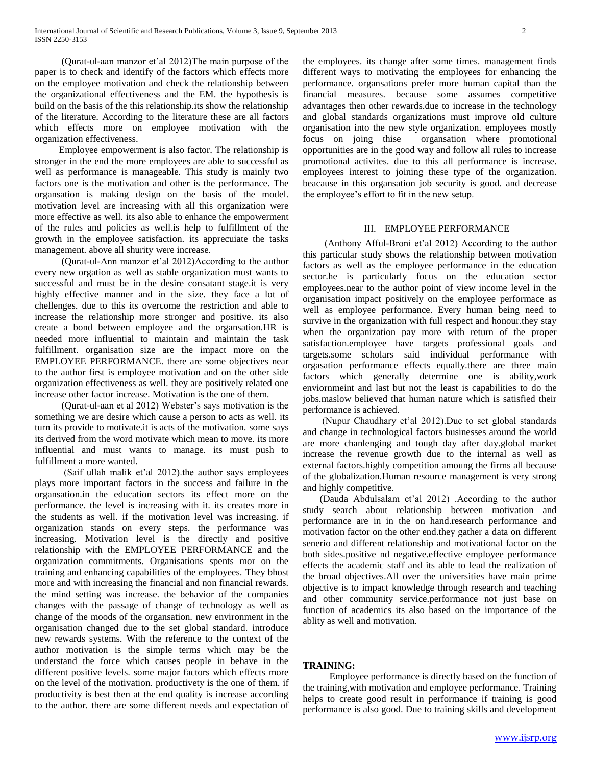(Qurat-ul-aan manzor et'al 2012)The main purpose of the paper is to check and identify of the factors which effects more on the employee motivation and check the relationship between the organizational effectiveness and the EM. the hypothesis is build on the basis of the this relationship.its show the relationship of the literature. According to the literature these are all factors which effects more on employee motivation with the organization effectiveness.

Employee empowerment is also factor. The relationship is stronger in the end the more employees are able to successful as well as performance is manageable. This study is mainly two factors one is the motivation and other is the performance. The organsation is making design on the basis of the model. motivation level are increasing with all this organization were more effective as well. its also able to enhance the empowerment of the rules and policies as well.is help to fulfillment of the growth in the employee satisfaction. its apprecuiate the tasks management. above all shurity were increase.

(Qurat-ul-Ann manzor et'al 2012)According to the author every new orgation as well as stable organization must wants to successful and must be in the desire consatant stage.it is very highly effective manner and in the size. they face a lot of chellenges. due to this its overcome the restriction and able to increase the relationship more stronger and positive. its also create a bond between employee and the organsation.HR is needed more influential to maintain and maintain the task fulfillment. organisation size are the impact more on the EMPLOYEE PERFORMANCE. there are some objectives near to the author first is employee motivation and on the other side organization effectiveness as well. they are positively related one increase other factor increase. Motivation is the one of them.

(Qurat-ul-aan et al 2012) Webster's says motivation is the something we are desire which cause a person to acts as well. its turn its provide to motivate.it is acts of the motivation. some says its derived from the word motivate which mean to move. its more influential and must wants to manage. its must push to fulfillment a more wanted.

(Saif ullah malik et'al 2012).the author says employees plays more important factors in the success and failure in the organsation.in the education sectors its effect more on the performance. the level is increasing with it. its creates more in the students as well. if the motivation level was increasing. if organization stands on every steps. the performance was increasing. Motivation level is the directly and positive relationship with the EMPLOYEE PERFORMANCE and the organization commitments. Organisations spents mor on the training and enhancing capabilities of the employees. They bhost more and with increasing the financial and non financial rewards. the mind setting was increase. the behavior of the companies changes with the passage of change of technology as well as change of the moods of the organsation. new environment in the organisation changed due to the set global standard. introduce new rewards systems. With the reference to the context of the author motivation is the simple terms which may be the understand the force which causes people in behave in the different positive levels. some major factors which effects more on the level of the motivation. productivety is the one of them. if productivity is best then at the end quality is increase according to the author. there are some different needs and expectation of the employees. its change after some times. management finds different ways to motivating the employees for enhancing the performance. organsations prefer more human capital than the financial measures. because some assumes competitive advantages then other rewards.due to increase in the technology and global standards organizations must improve old culture organisation into the new style organization. employees mostly focus on joing thise organsation where promotional opportunities are in the good way and follow all rules to increase promotional activites. due to this all performance is increase. employees interest to joining these type of the organization. beacause in this organsation job security is good. and decrease the employee's effort to fit in the new setup.

## III. EMPLOYEE PERFORMANCE

(Anthony Afful-Broni et'al 2012) According to the author this particular study shows the relationship between motivation factors as well as the employee performance in the education sector.he is particularly focus on the education sector employees.near to the author point of view income level in the organisation impact positively on the employee performace as well as employee performance. Every human being need to survive in the organization with full respect and honour.they stay when the organization pay more with return of the proper satisfaction.employee have targets professional goals and targets.some scholars said individual performance with orgasation performance effects equally.there are three main factors which generally determine one is ability,work enviornmeint and last but not the least is capabilities to do the jobs.maslow believed that human nature which is satisfied their performance is achieved.

(Nupur Chaudhary et'al 2012).Due to set global standards and change in technological factors businesses around the world are more chanlenging and tough day after day.global market increase the revenue growth due to the internal as well as external factors.highly competition amoung the firms all because of the globalization.Human resource management is very strong and highly competitive.

(Dauda Abdulsalam et'al 2012) .According to the author study search about relationship between motivation and performance are in in the on hand.research performance and motivation factor on the other end.they gather a data on different senerio and different relationship and motivational factor on the both sides.positive nd negative.effective employee performance effects the academic staff and its able to lead the realization of the broad objectives.All over the universities have main prime objective is to impact knowledge through research and teaching and other community service.performance not just base on function of academics its also based on the importance of the ablity as well and motivation.

**TRAINING:**

Employee performance is directly based on the function of the training,with motivation and employee performance. Training helps to create good result in performance if training is good performance is also good. Due to training skills and development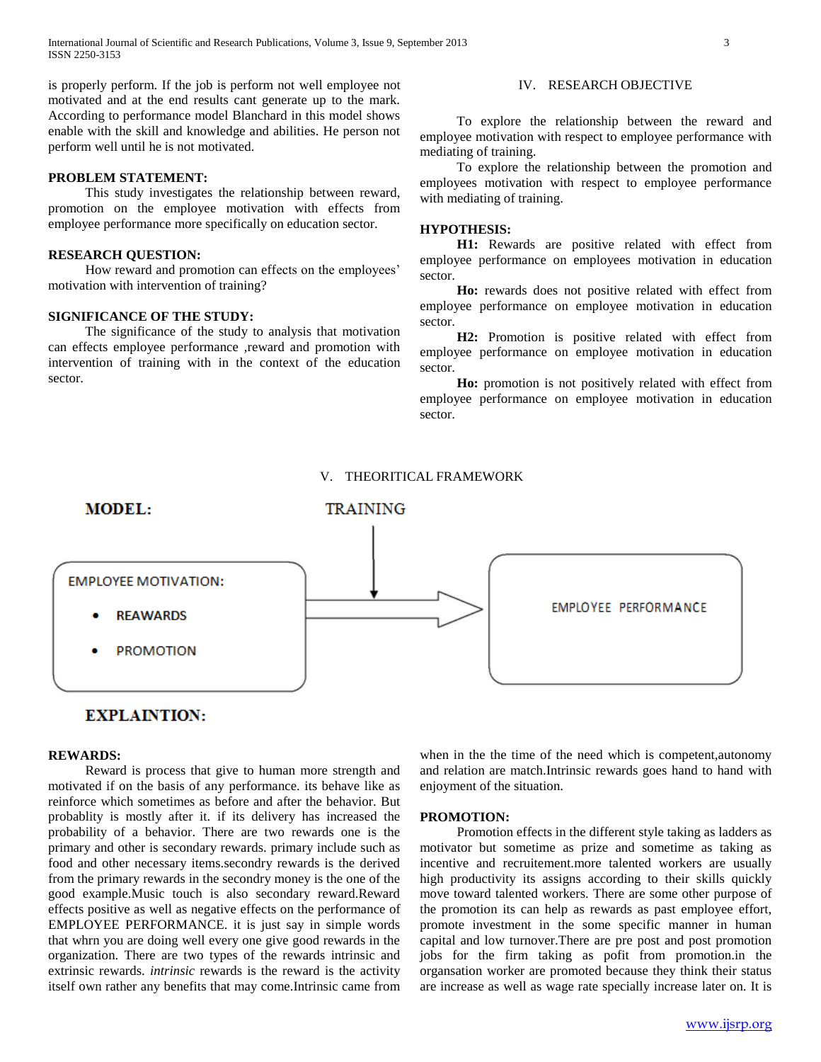is properly perform. If the job is perform not well employee not motivated and at the end results cant generate up to the mark. According to performance model Blanchard in this model shows enable with the skill and knowledge and abilities. He person not perform well until he is not motivated.

**PROBLEM STATEMENT:**

This study investigates the relationship between reward, promotion on the employee motivation with effects from employee performance more specifically on education sector.

**RESEARCH QUESTION:**

How reward and promotion can effects on the employees' motivation with intervention of training?

**SIGNIFICANCE OF THE STUDY:**

The significance of the study to analysis that motivation can effects employee performance ,reward and promotion with intervention of training with in the context of the education sector.

## IV. RESEARCH OBJECTIVE

To explore the relationship between the reward and employee motivation with respect to employee performance with mediating of training.

To explore the relationship between the promotion and employees motivation with respect to employee performance with mediating of training.

**HYPOTHESIS:**

**H1:** Rewards are positive related with effect from employee performance on employees motivation in education sector.

**Ho:** rewards does not positive related with effect from employee performance on employee motivation in education sector.

**H2:** Promotion is positive related with effect from employee performance on employee motivation in education sector.

**Ho:** promotion is not positively related with effect from employee performance on employee motivation in education sector.

## V. THEORITICAL FRAMEWORK

**MODEL:**

TRAINING

EMPLOYEE MOTIVATION:

- REAWARDS
- PROMOTION

EMPLOYEE PERFORMANCE

**EXPLAINTION:**

**REWARDS:**

Reward is process that give to human more strength and motivated if on the basis of any performance. its behave like as reinforce which sometimes as before and after the behavior. But probablity is mostly after it. if its delivery has increased the probability of a behavior. There are two rewards one is the primary and other is secondary rewards. primary include such as food and other necessary items.secondry rewards is the derived from the primary rewards in the secondry money is the one of the good example.Music touch is also secondary reward.Reward effects positive as well as negative effects on the performance of EMPLOYEE PERFORMANCE. it is just say in simple words that whrn you are doing well every one give good rewards in the organization. There are two types of the rewards intrinsic and extrinsic rewards. *intrinsic* rewards is the reward is the activity itself own rather any benefits that may come.Intrinsic came from when in the the time of the need which is competent,autonomy and relation are match.Intrinsic rewards goes hand to hand with enjoyment of the situation.

**PROMOTION:**

Promotion effects in the different style taking as ladders as motivator but sometime as prize and sometime as taking as incentive and recruitement.more talented workers are usually high productivity its assigns according to their skills quickly move toward talented workers. There are some other purpose of the promotion its can help as rewards as past employee effort, promote investment in the some specific manner in human capital and low turnover.There are pre post and post promotion jobs for the firm taking as pofit from promotion.in the organsation worker are promoted because they think their status are increase as well as wage rate specially increase later on. It is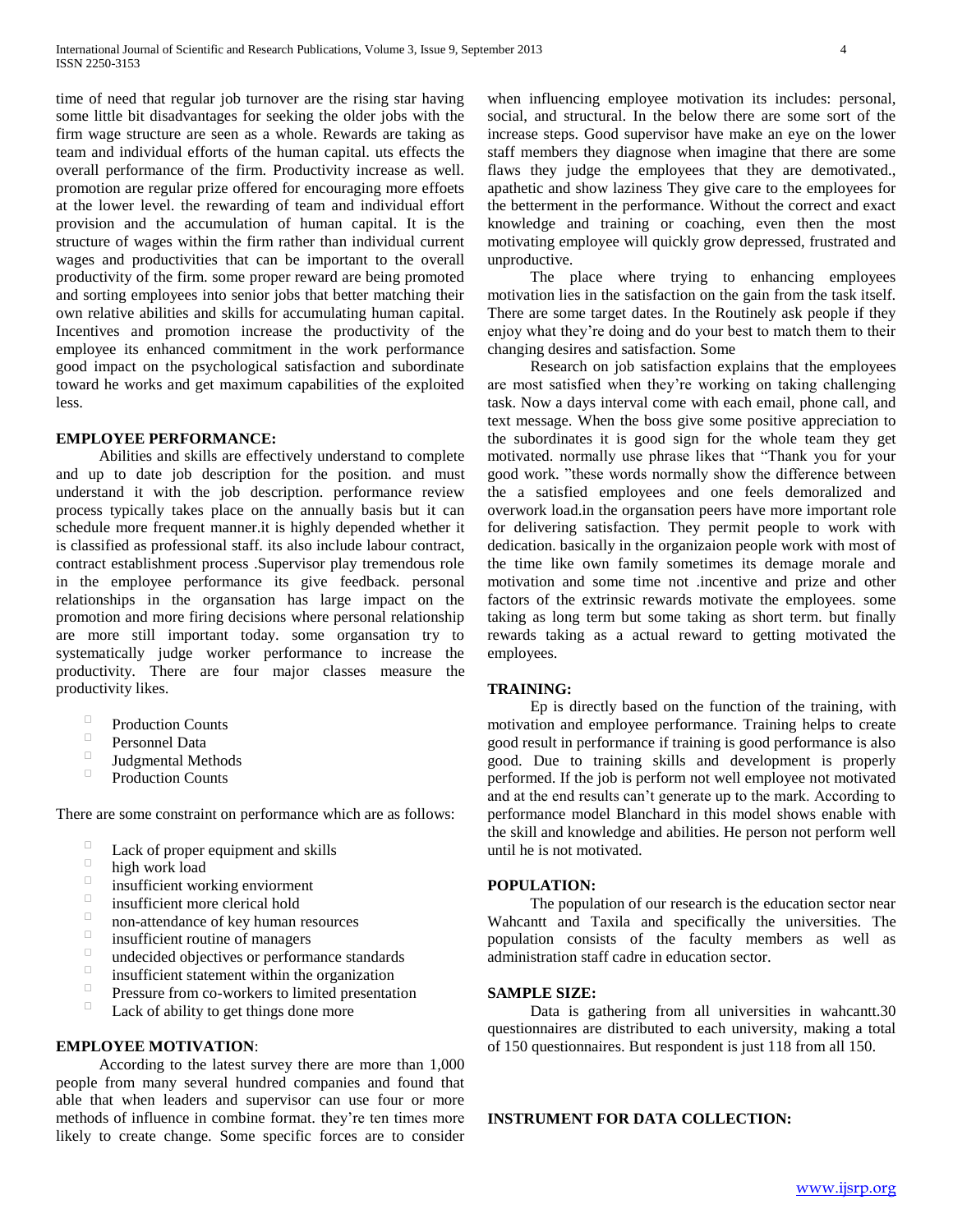time of need that regular job turnover are the rising star having some little bit disadvantages for seeking the older jobs with the firm wage structure are seen as a whole. Rewards are taking as team and individual efforts of the human capital. uts effects the overall performance of the firm. Productivity increase as well. promotion are regular prize offered for encouraging more effoets at the lower level. the rewarding of team and individual effort provision and the accumulation of human capital. It is the structure of wages within the firm rather than individual current wages and productivities that can be important to the overall productivity of the firm. some proper reward are being promoted and sorting employees into senior jobs that better matching their own relative abilities and skills for accumulating human capital. Incentives and promotion increase the productivity of the employee its enhanced commitment in the work performance good impact on the psychological satisfaction and subordinate toward he works and get maximum capabilities of the exploited less.

**EMPLOYEE PERFORMANCE:**

Abilities and skills are effectively understand to complete and up to date job description for the position. and must understand it with the job description. performance review process typically takes place on the annually basis but it can schedule more frequent manner.it is highly depended whether it is classified as professional staff. its also include labour contract, contract establishment process .Supervisor play tremendous role in the employee performance its give feedback. personal relationships in the organsation has large impact on the promotion and more firing decisions where personal relationship are more still important today. some organsation try to systematically judge worker performance to increase the productivity. There are four major classes measure the productivity likes.

- Production Counts
- Personnel Data
- Judgmental Methods
- Production Counts

There are some constraint on performance which are as follows:

- Lack of proper equipment and skills
- high work load
- insufficient working enviorment
- insufficient more clerical hold
- non-attendance of key human resources
- insufficient routine of managers
- undecided objectives or performance standards
- insufficient statement within the organization
- Pressure from co-workers to limited presentation
- Lack of ability to get things done more

**EMPLOYEE MOTIVATION**:

According to the latest survey there are more than 1,000 people from many several hundred companies and found that able that when leaders and supervisor can use four or more methods of influence in combine format. they're ten times more likely to create change. Some specific forces are to consider when influencing employee motivation its includes: personal, social, and structural. In the below there are some sort of the increase steps. Good supervisor have make an eye on the lower staff members they diagnose when imagine that there are some flaws they judge the employees that they are demotivated., apathetic and show laziness They give care to the employees for the betterment in the performance. Without the correct and exact knowledge and training or coaching, even then the most motivating employee will quickly grow depressed, frustrated and unproductive.

The place where trying to enhancing employees motivation lies in the satisfaction on the gain from the task itself. There are some target dates. In the Routinely ask people if they enjoy what they're doing and do your best to match them to their changing desires and satisfaction. Some

Research on job satisfaction explains that the employees are most satisfied when they're working on taking challenging task. Now a days interval come with each email, phone call, and text message. When the boss give some positive appreciation to the subordinates it is good sign for the whole team they get motivated. normally use phrase likes that "Thank you for your good work. "these words normally show the difference between the a satisfied employees and one feels demoralized and overwork load.in the organsation peers have more important role for delivering satisfaction. They permit people to work with dedication. basically in the organizaion people work with most of the time like own family sometimes its demage morale and motivation and some time not .incentive and prize and other factors of the extrinsic rewards motivate the employees. some taking as long term but some taking as short term. but finally rewards taking as a actual reward to getting motivated the employees.

**TRAINING:**

Ep is directly based on the function of the training, with motivation and employee performance. Training helps to create good result in performance if training is good performance is also good. Due to training skills and development is properly performed. If the job is perform not well employee not motivated and at the end results can't generate up to the mark. According to performance model Blanchard in this model shows enable with the skill and knowledge and abilities. He person not perform well until he is not motivated.

**POPULATION:**

The population of our research is the education sector near Wahcantt and Taxila and specifically the universities. The population consists of the faculty members as well as administration staff cadre in education sector.

**SAMPLE SIZE:**

Data is gathering from all universities in wahcantt.30 questionnaires are distributed to each university, making a total of 150 questionnaires. But respondent is just 118 from all 150.

**INSTRUMENT FOR DATA COLLECTION:**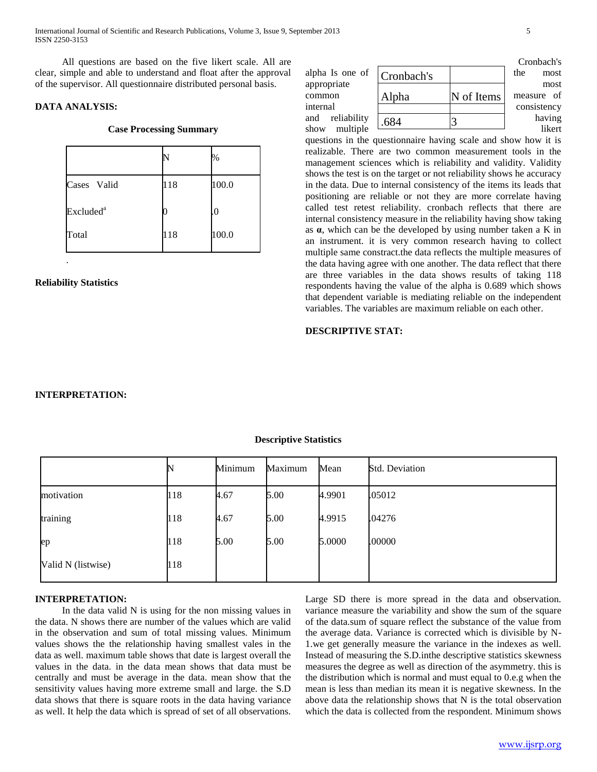All questions are based on the five likert scale. All are clear, simple and able to understand and float after the approval of the supervisor. All questionnaire distributed personal basis.

**DATA ANALYSIS:**

**Case Processing Summary**

| | N | % |
|---|---|---|
| Cases Valid | 118 | 100.0 |
| Excluded[a] | 0 | .0 |
| Total | 118 | 100.0 |

.

**Reliability Statistics**

| Cronbach's Alpha | N of Items |
|---|---|
| .684 | 3 |

Cronbach's alpha Is one of the most appropriate most common measure of internal consistency and reliability having show multiple likert questions in the questionnaire having scale and show how it is realizable. There are two common measurement tools in the management sciences which is reliability and validity. Validity shows the test is on the target or not reliability shows he accuracy in the data. Due to internal consistency of the items its leads that positioning are reliable or not they are more correlate having called test retest reliability. cronbach reflects that there are internal consistency measure in the reliability having show taking as **α**, which can be the developed by using number taken a K in an instrument. it is very common research having to collect multiple same constract.the data reflects the multiple measures of the data having agree with one another. The data reflect that there are three variables in the data shows results of taking 118 respondents having the value of the alpha is 0.689 which shows that dependent variable is mediating reliable on the independent variables. The variables are maximum reliable on each other.

**DESCRIPTIVE STAT:**

**INTERPRETATION:**

**Descriptive Statistics**

| | N | Minimum | Maximum | Mean | Std. Deviation |
|---|---|---|---|---|---|
| motivation | 118 | 4.67 | 5.00 | 4.9901 | .05012 |
| training | 118 | 4.67 | 5.00 | 4.9915 | .04276 |
| ep | 118 | 5.00 | 5.00 | 5.0000 | .00000 |
| Valid N (listwise) | 118 | | | | |

**INTERPRETATION:**

In the data valid N is using for the non missing values in the data. N shows there are number of the values which are valid in the observation and sum of total missing values. Minimum values shows the the relationship having smallest vales in the data as well. maximum table shows that date is largest overall the values in the data. in the data mean shows that data must be centrally and must be average in the data. mean show that the sensitivity values having more extreme small and large. the S.D data shows that there is square roots in the data having variance as well. It help the data which is spread of set of all observations. Large SD there is more spread in the data and observation. variance measure the variability and show the sum of the square of the data.sum of square reflect the substance of the value from the average data. Variance is corrected which is divisible by N-1.we get generally measure the variance in the indexes as well. Instead of measuring the S.D.inthe descriptive statistics skewness measures the degree as well as direction of the asymmetry. this is the distribution which is normal and must equal to 0.e.g when the mean is less than median its mean it is negative skewness. In the above data the relationship shows that N is the total observation which the data is collected from the respondent. Minimum shows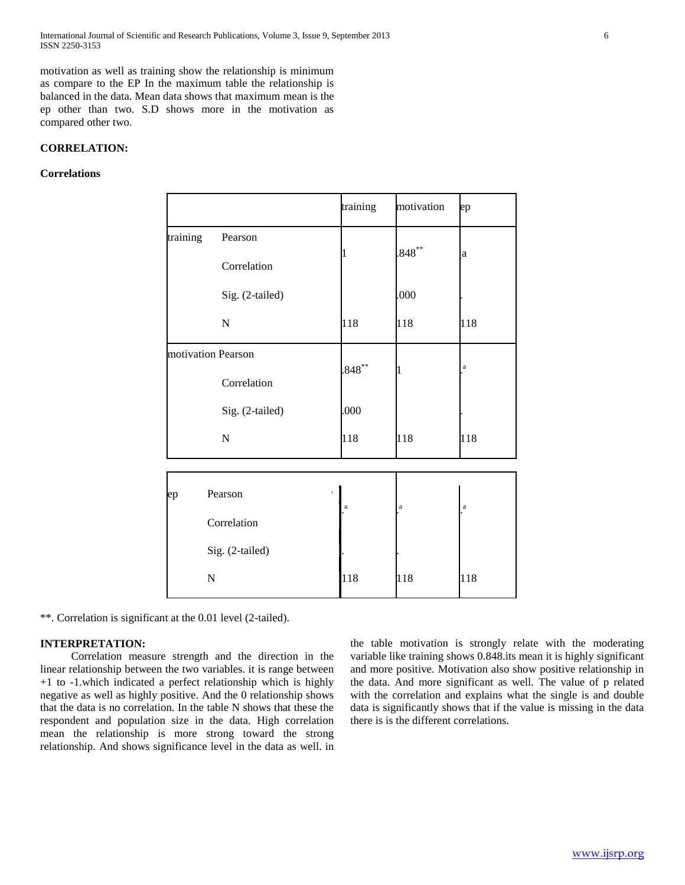motivation as well as training show the relationship is minimum as compare to the EP In the maximum table the relationship is balanced in the data. Mean data shows that maximum mean is the ep other than two. S.D shows more in the motivation as compared other two.

**CORRELATION:**

**Correlations**

| | | training | motivation | ep |
|---|---|---|---|---|
| training | Pearson Correlation | 1 | .848** | .a |
| | Sig. (2-tailed) | | .000 | . |
| | N | 118 | 118 | 118 |
| motivation | Pearson Correlation | .848** | 1 | .a |
| | Sig. (2-tailed) | .000 | | . |
| | N | 118 | 118 | 118 |
| ep | Pearson Correlation | .a | .a | .a |
| | Sig. (2-tailed) | . | . | |
| | N | 118 | 118 | 118 |

**. Correlation is significant at the 0.01 level (2-tailed).

**INTERPRETATION:**

Correlation measure strength and the direction in the linear relationship between the two variables. it is range between +1 to -1.which indicated a perfect relationship which is highly negative as well as highly positive. And the 0 relationship shows that the data is no correlation. In the table N shows that these the respondent and population size in the data. High correlation mean the relationship is more strong toward the strong relationship. And shows significance level in the data as well. in the table motivation is strongly relate with the moderating variable like training shows 0.848.its mean it is highly significant and more positive. Motivation also show positive relationship in the data. And more significant as well. The value of p related with the correlation and explains what the single is and double data is significantly shows that if the value is missing in the data there is is the different correlations.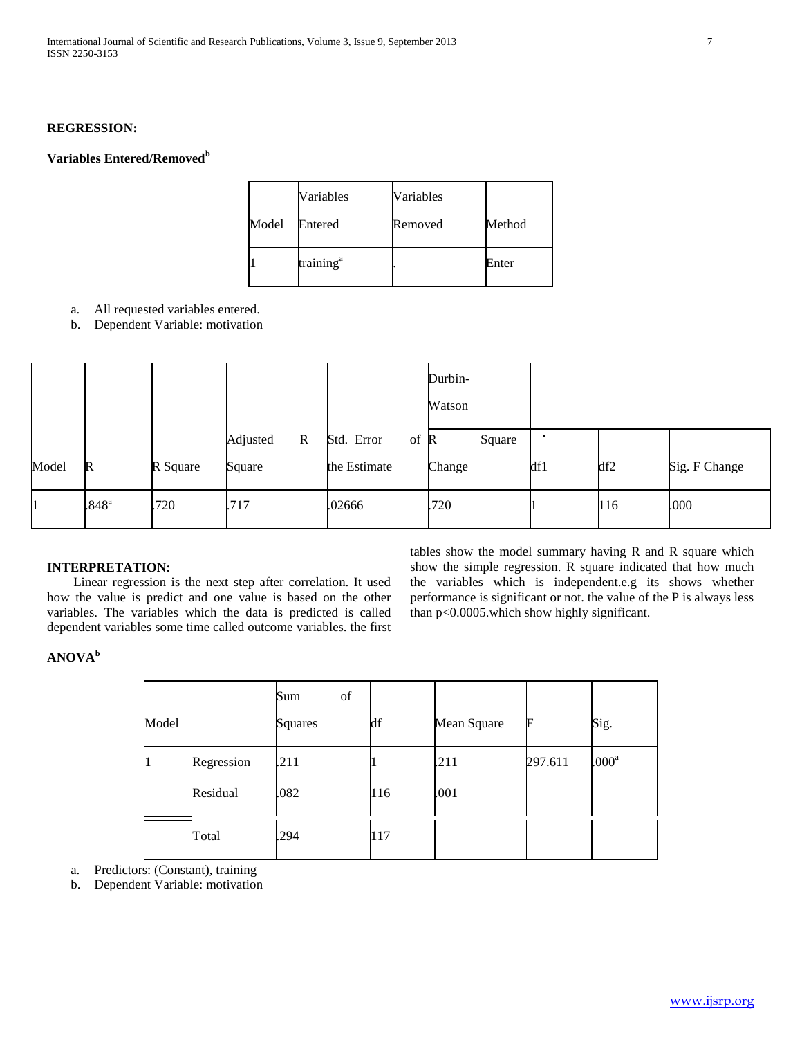**REGRESSION:**

**Variables Entered/Removed[b]**

| Model | Variables Entered | Variables Removed | Method |
|---|---|---|---|
| 1 | training[a] | . | Enter |

a. All requested variables entered.
b. Dependent Variable: motivation

| Model | R | R Square | Adjusted R Square | Std. Error of the Estimate | R Square Change | df1 | df2 | Sig. F Change |
|---|---|---|---|---|---|---|---|---|
| | | | | | Durbin-Watson | | | |
| 1 | .848[a] | .720 | .717 | .02666 | .720 | 1 | 116 | .000 |

**INTERPRETATION:**

Linear regression is the next step after correlation. It used how the value is predict and one value is based on the other variables. The variables which the data is predicted is called dependent variables some time called outcome variables. the first tables show the model summary having R and R square which show the simple regression. R square indicated that how much the variables which is independent.e.g its shows whether performance is significant or not. the value of the P is always less than p<0.0005.which show highly significant.

**ANOVA[b]**

| Model | | Sum of Squares | df | Mean Square | F | Sig. |
|---|---|---|---|---|---|---|
| 1 | Regression | .211 | 1 | .211 | 297.611 | .000[a] |
| | Residual | .082 | 116 | .001 | | |
| | Total | .294 | 117 | | | |

a. Predictors: (Constant), training
b. Dependent Variable: motivation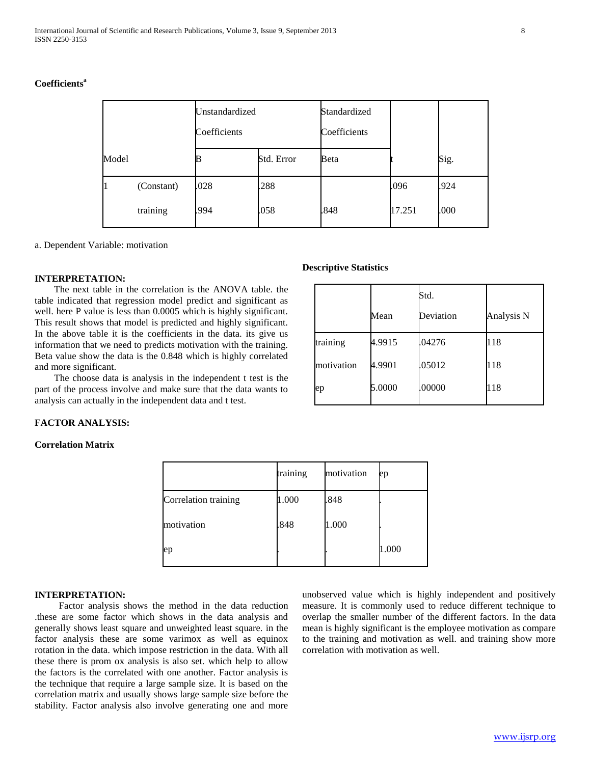**Coefficients[a]**

| Model | | Unstandardized Coefficients | | Standardized Coefficients | t | Sig. |
|---|---|---|---|---|---|---|
| | | B | Std. Error | Beta | | |
| 1 | (Constant) | .028 | .288 | | .096 | .924 |
| | training | .994 | .058 | .848 | 17.251 | .000 |

a. Dependent Variable: motivation

**INTERPRETATION:**

The next table in the correlation is the ANOVA table. the table indicated that regression model predict and significant as well. here P value is less than 0.0005 which is highly significant. This result shows that model is predicted and highly significant. In the above table it is the coefficients in the data. its give us information that we need to predicts motivation with the training. Beta value show the data is the 0.848 which is highly correlated and more significant.

The choose data is analysis in the independent t test is the part of the process involve and make sure that the data wants to analysis can actually in the independent data and t test.

**FACTOR ANALYSIS:**

**Descriptive Statistics**

| | Mean | Std. Deviation | Analysis N |
|---|---|---|---|
| training | 4.9915 | .04276 | 118 |
| motivation | 4.9901 | .05012 | 118 |
| ep | 5.0000 | .00000 | 118 |

**Correlation Matrix**

| | training | motivation | ep |
|---|---|---|---|
| Correlation training | 1.000 | .848 | . |
| motivation | .848 | 1.000 | . |
| ep | . | . | 1.000 |

**INTERPRETATION:**

Factor analysis shows the method in the data reduction .these are some factor which shows in the data analysis and generally shows least square and unweighted least square. in the factor analysis these are some varimox as well as equinox rotation in the data. which impose restriction in the data. With all these there is prom ox analysis is also set. which help to allow the factors is the correlated with one another. Factor analysis is the technique that require a large sample size. It is based on the correlation matrix and usually shows large sample size before the stability. Factor analysis also involve generating one and more unobserved value which is highly independent and positively measure. It is commonly used to reduce different technique to overlap the smaller number of the different factors. In the data mean is highly significant is the employee motivation as compare to the training and motivation as well. and training show more correlation with motivation as well.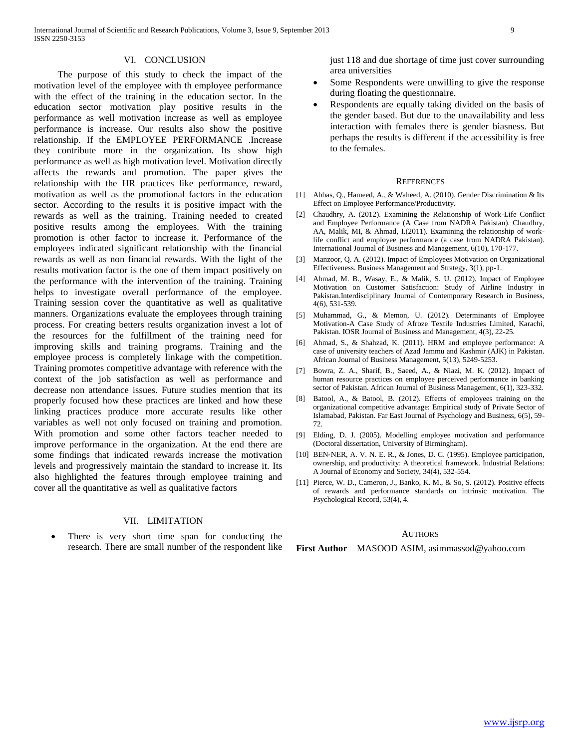## VI. CONCLUSION

The purpose of this study to check the impact of the motivation level of the employee with th employee performance with the effect of the training in the education sector. In the education sector motivation play positive results in the performance as well motivation increase as well as employee performance is increase. Our results also show the positive relationship. If the EMPLOYEE PERFORMANCE .Increase they contribute more in the organization. Its show high performance as well as high motivation level. Motivation directly affects the rewards and promotion. The paper gives the relationship with the HR practices like performance, reward, motivation as well as the promotional factors in the education sector. According to the results it is positive impact with the rewards as well as the training. Training needed to created positive results among the employees. With the training promotion is other factor to increase it. Performance of the employees indicated significant relationship with the financial rewards as well as non financial rewards. With the light of the results motivation factor is the one of them impact positively on the performance with the intervention of the training. Training helps to investigate overall performance of the employee. Training session cover the quantitative as well as qualitative manners. Organizations evaluate the employees through training process. For creating betters results organization invest a lot of the resources for the fulfillment of the training need for improving skills and training programs. Training and the employee process is completely linkage with the competition. Training promotes competitive advantage with reference with the context of the job satisfaction as well as performance and decrease non attendance issues. Future studies mention that its properly focused how these practices are linked and how these linking practices produce more accurate results like other variables as well not only focused on training and promotion. With promotion and some other factors teacher needed to improve performance in the organization. At the end there are some findings that indicated rewards increase the motivation levels and progressively maintain the standard to increase it. Its also highlighted the features through employee training and cover all the quantitative as well as qualitative factors

## VII. LIMITATION

- There is very short time span for conducting the research. There are small number of the respondent like just 118 and due shortage of time just cover surrounding area universities
- Some Respondents were unwilling to give the response during floating the questionnaire.
- Respondents are equally taking divided on the basis of the gender based. But due to the unavailability and less interaction with females there is gender biasness. But perhaps the results is different if the accessibility is free to the females.

## REFERENCES

[1] Abbas, Q., Hameed, A., & Waheed, A. (2010). Gender Discrimination & Its Effect on Employee Performance/Productivity.

[2] Chaudhry, A. (2012). Examining the Relationship of Work-Life Conflict and Employee Performance (A Case from NADRA Pakistan). Chaudhry, AA, Malik, MI, & Ahmad, I.(2011). Examining the relationship of work-life conflict and employee performance (a case from NADRA Pakistan). International Journal of Business and Management, 6(10), 170-177.

[3] Manzoor, Q. A. (2012). Impact of Employees Motivation on Organizational Effectiveness. Business Management and Strategy, 3(1), pp-1.

[4] Ahmad, M. B., Wasay, E., & Malik, S. U. (2012). Impact of Employee Motivation on Customer Satisfaction: Study of Airline Industry in Pakistan.Interdisciplinary Journal of Contemporary Research in Business, 4(6), 531-539.

[5] Muhammad, G., & Memon, U. (2012). Determinants of Employee Motivation-A Case Study of Afroze Textile Industries Limited, Karachi, Pakistan. IOSR Journal of Business and Management, 4(3), 22-25.

[6] Ahmad, S., & Shahzad, K. (2011). HRM and employee performance: A case of university teachers of Azad Jammu and Kashmir (AJK) in Pakistan. African Journal of Business Management, 5(13), 5249-5253.

[7] Bowra, Z. A., Sharif, B., Saeed, A., & Niazi, M. K. (2012). Impact of human resource practices on employee perceived performance in banking sector of Pakistan. African Journal of Business Management, 6(1), 323-332.

[8] Batool, A., & Batool, B. (2012). Effects of employees training on the organizational competitive advantage: Empirical study of Private Sector of Islamabad, Pakistan. Far East Journal of Psychology and Business, 6(5), 59-72.

[9] Elding, D. J. (2005). Modelling employee motivation and performance (Doctoral dissertation, University of Birmingham).

[10] BEN-NER, A. V. N. E. R., & Jones, D. C. (1995). Employee participation, ownership, and productivity: A theoretical framework. Industrial Relations: A Journal of Economy and Society, 34(4), 532-554.

[11] Pierce, W. D., Cameron, J., Banko, K. M., & So, S. (2012). Positive effects of rewards and performance standards on intrinsic motivation. The Psychological Record, 53(4), 4.

## AUTHORS

**First Author** – MASOOD ASIM, asimmassod@yahoo.com